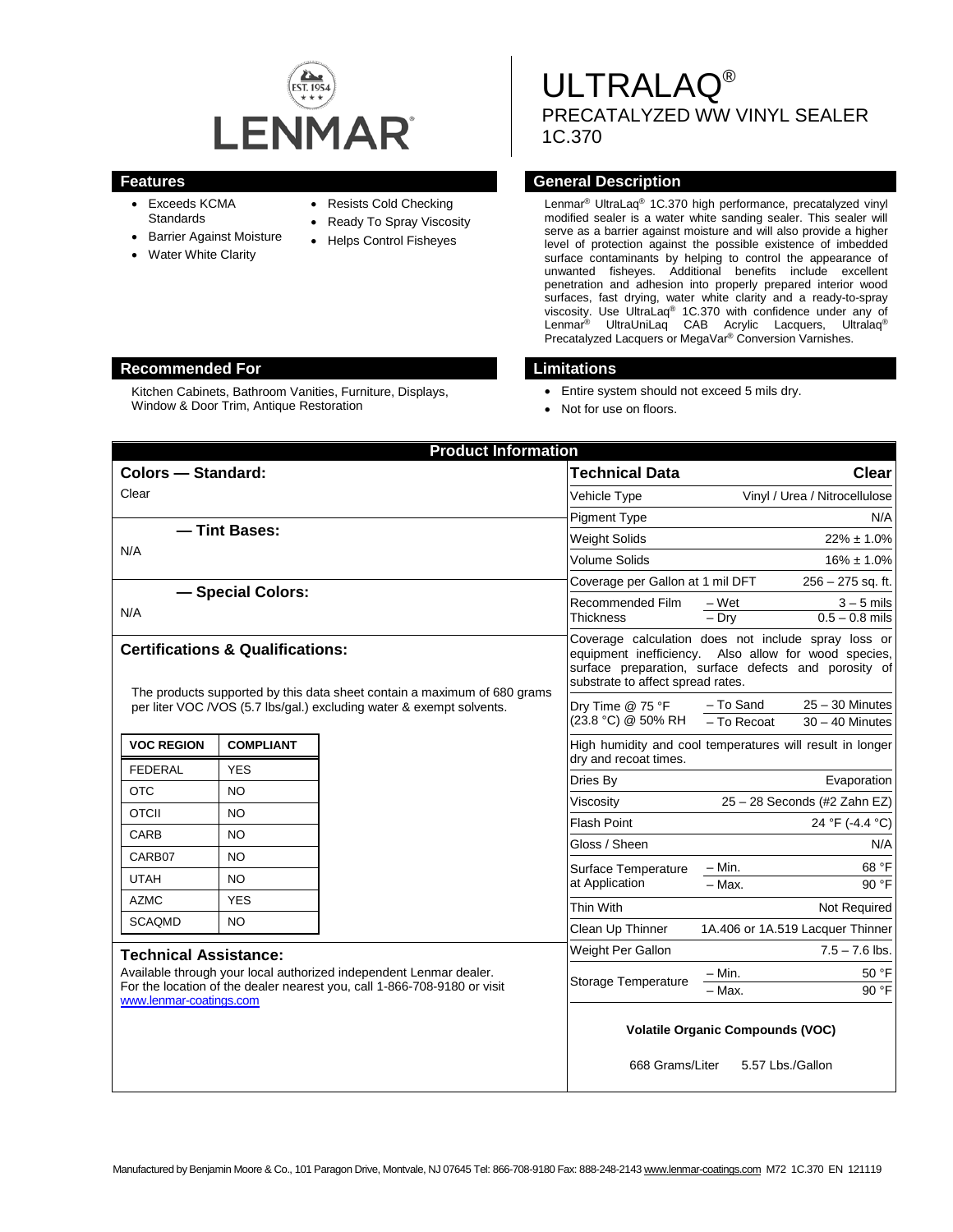LENMAR®

# ULTRALAQ®

## PRECATALYZED WW VINYL SEALER
## 1C.370

## Features

- Exceeds KCMA Standards
- Barrier Against Moisture
- Water White Clarity
- Resists Cold Checking
- Ready To Spray Viscosity
- Helps Control Fisheyes

## General Description

Lenmar® UltraLaq® 1C.370 high performance, precatalyzed vinyl modified sealer is a water white sanding sealer. This sealer will serve as a barrier against moisture and will also provide a higher level of protection against the possible existence of imbedded surface contaminants by helping to control the appearance of unwanted fisheyes. Additional benefits include excellent penetration and adhesion into properly prepared interior wood surfaces, fast drying, water white clarity and a ready-to-spray viscosity. Use UltraLaq® 1C.370 with confidence under any of Lenmar® UltraUniLaq CAB Acrylic Lacquers, Ultralaq® Precatalyzed Lacquers or MegaVar® Conversion Varnishes.

## Recommended For

Kitchen Cabinets, Bathroom Vanities, Furniture, Displays, Window & Door Trim, Antique Restoration

## Limitations

- Entire system should not exceed 5 mils dry.
- Not for use on floors.

## Product Information

### Colors — Standard:

Clear

### — Tint Bases:

N/A

### — Special Colors:

N/A

### Certifications & Qualifications:

The products supported by this data sheet contain a maximum of 680 grams per liter VOC /VOS (5.7 lbs/gal.) excluding water & exempt solvents.

| VOC REGION | COMPLIANT |
|---|---|
| FEDERAL | YES |
| OTC | NO |
| OTCII | NO |
| CARB | NO |
| CARB07 | NO |
| UTAH | NO |
| AZMC | YES |
| SCAQMD | NO |

### Technical Assistance:

Available through your local authorized independent Lenmar dealer. For the location of the dealer nearest you, call 1-866-708-9180 or visit www.lenmar-coatings.com

| Technical Data | | Clear |
|---|---|---|
| Vehicle Type | | Vinyl / Urea / Nitrocellulose |
| Pigment Type | | N/A |
| Weight Solids | | 22% ± 1.0% |
| Volume Solids | | 16% ± 1.0% |
| Coverage per Gallon at 1 mil DFT | | 256 – 275 sq. ft. |
| Recommended Film Thickness | – Wet | 3 – 5 mils |
| | – Dry | 0.5 – 0.8 mils |
| Coverage calculation does not include spray loss or equipment inefficiency. Also allow for wood species, surface preparation, surface defects and porosity of substrate to affect spread rates. | | |
| Dry Time @ 75 °F (23.8 °C) @ 50% RH | – To Sand | 25 – 30 Minutes |
| | – To Recoat | 30 – 40 Minutes |
| High humidity and cool temperatures will result in longer dry and recoat times. | | |
| Dries By | | Evaporation |
| Viscosity | | 25 – 28 Seconds (#2 Zahn EZ) |
| Flash Point | | 24 °F (-4.4 °C) |
| Gloss / Sheen | | N/A |
| Surface Temperature at Application | – Min. | 68 °F |
| | – Max. | 90 °F |
| Thin With | | Not Required |
| Clean Up Thinner | | 1A.406 or 1A.519 Lacquer Thinner |
| Weight Per Gallon | | 7.5 – 7.6 lbs. |
| Storage Temperature | – Min. | 50 °F |
| | – Max. | 90 °F |

**Volatile Organic Compounds (VOC)**

668 Grams/Liter 5.57 Lbs./Gallon

Manufactured by Benjamin Moore & Co., 101 Paragon Drive, Montvale, NJ 07645 Tel: 866-708-9180 Fax: 888-248-2143 www.lenmar-coatings.com M72 1C.370 EN 121119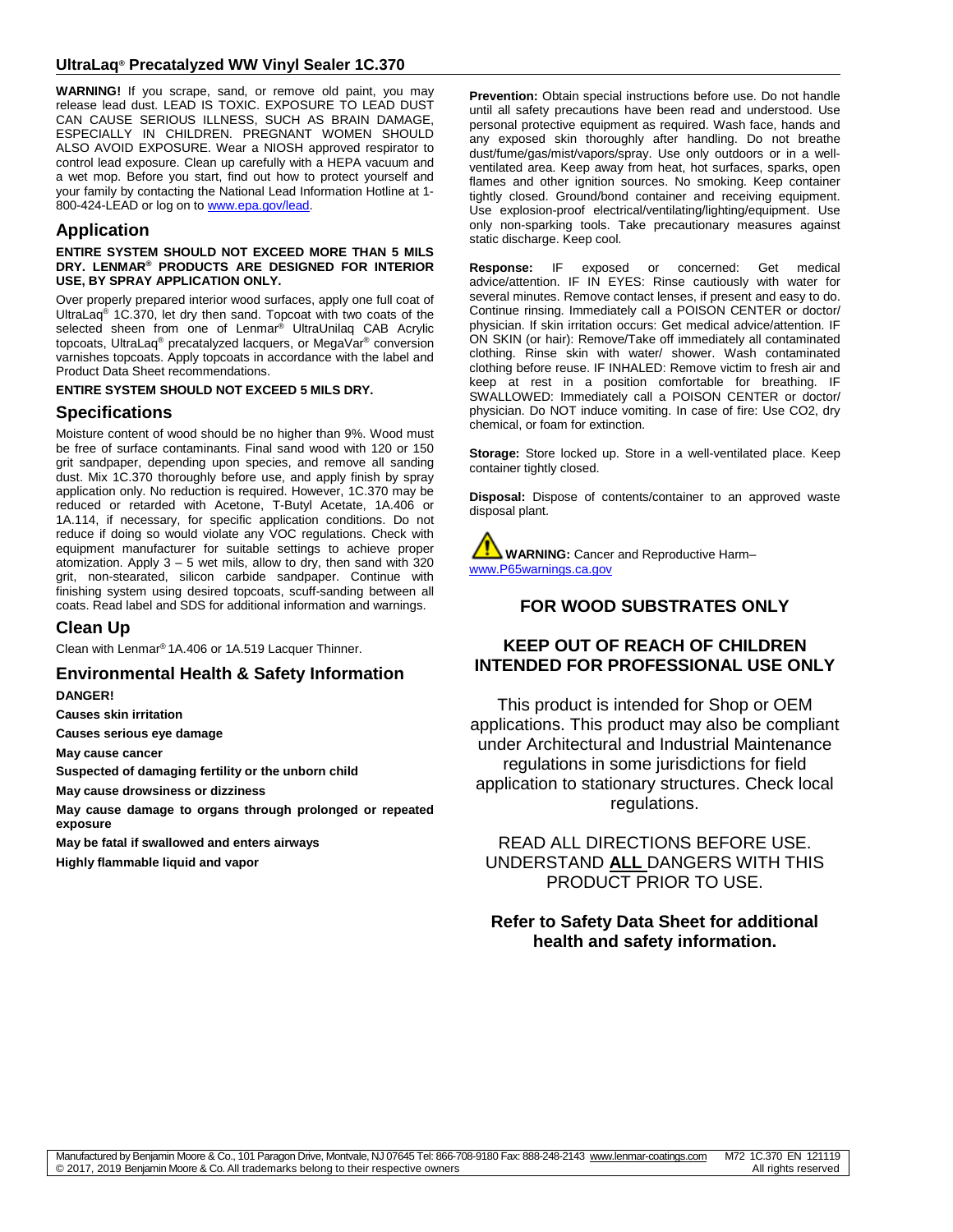## UltraLaq® Precatalyzed WW Vinyl Sealer 1C.370

**WARNING!** If you scrape, sand, or remove old paint, you may release lead dust. LEAD IS TOXIC. EXPOSURE TO LEAD DUST CAN CAUSE SERIOUS ILLNESS, SUCH AS BRAIN DAMAGE, ESPECIALLY IN CHILDREN. PREGNANT WOMEN SHOULD ALSO AVOID EXPOSURE. Wear a NIOSH approved respirator to control lead exposure. Clean up carefully with a HEPA vacuum and a wet mop. Before you start, find out how to protect yourself and your family by contacting the National Lead Information Hotline at 1-800-424-LEAD or log on to www.epa.gov/lead.

## Application

**ENTIRE SYSTEM SHOULD NOT EXCEED MORE THAN 5 MILS DRY. LENMAR® PRODUCTS ARE DESIGNED FOR INTERIOR USE, BY SPRAY APPLICATION ONLY.**

Over properly prepared interior wood surfaces, apply one full coat of UltraLaq® 1C.370, let dry then sand. Topcoat with two coats of the selected sheen from one of Lenmar® UltraUnilaq CAB Acrylic topcoats, UltraLaq® precatalyzed lacquers, or MegaVar® conversion varnishes topcoats. Apply topcoats in accordance with the label and Product Data Sheet recommendations.

**ENTIRE SYSTEM SHOULD NOT EXCEED 5 MILS DRY.**

## Specifications

Moisture content of wood should be no higher than 9%. Wood must be free of surface contaminants. Final sand wood with 120 or 150 grit sandpaper, depending upon species, and remove all sanding dust. Mix 1C.370 thoroughly before use, and apply finish by spray application only. No reduction is required. However, 1C.370 may be reduced or retarded with Acetone, T-Butyl Acetate, 1A.406 or 1A.114, if necessary, for specific application conditions. Do not reduce if doing so would violate any VOC regulations. Check with equipment manufacturer for suitable settings to achieve proper atomization. Apply 3 – 5 wet mils, allow to dry, then sand with 320 grit, non-stearated, silicon carbide sandpaper. Continue with finishing system using desired topcoats, scuff-sanding between all coats. Read label and SDS for additional information and warnings.

## Clean Up

Clean with Lenmar® 1A.406 or 1A.519 Lacquer Thinner.

## Environmental Health & Safety Information

**DANGER!**

**Causes skin irritation**

**Causes serious eye damage**

**May cause cancer**

**Suspected of damaging fertility or the unborn child**

**May cause drowsiness or dizziness**

**May cause damage to organs through prolonged or repeated exposure**

**May be fatal if swallowed and enters airways**

**Highly flammable liquid and vapor**

**Prevention:** Obtain special instructions before use. Do not handle until all safety precautions have been read and understood. Use personal protective equipment as required. Wash face, hands and any exposed skin thoroughly after handling. Do not breathe dust/fume/gas/mist/vapors/spray. Use only outdoors or in a well-ventilated area. Keep away from heat, hot surfaces, sparks, open flames and other ignition sources. No smoking. Keep container tightly closed. Ground/bond container and receiving equipment. Use explosion-proof electrical/ventilating/lighting/equipment. Use only non-sparking tools. Take precautionary measures against static discharge. Keep cool.

**Response:** IF exposed or concerned: Get medical advice/attention. IF IN EYES: Rinse cautiously with water for several minutes. Remove contact lenses, if present and easy to do. Continue rinsing. Immediately call a POISON CENTER or doctor/ physician. If skin irritation occurs: Get medical advice/attention. IF ON SKIN (or hair): Remove/Take off immediately all contaminated clothing. Rinse skin with water/ shower. Wash contaminated clothing before reuse. IF INHALED: Remove victim to fresh air and keep at rest in a position comfortable for breathing. IF SWALLOWED: Immediately call a POISON CENTER or doctor/ physician. Do NOT induce vomiting. In case of fire: Use CO2, dry chemical, or foam for extinction.

**Storage:** Store locked up. Store in a well-ventilated place. Keep container tightly closed.

**Disposal:** Dispose of contents/container to an approved waste disposal plant.

**WARNING:** Cancer and Reproductive Harm– www.P65warnings.ca.gov

### FOR WOOD SUBSTRATES ONLY

### KEEP OUT OF REACH OF CHILDREN
### INTENDED FOR PROFESSIONAL USE ONLY

This product is intended for Shop or OEM applications. This product may also be compliant under Architectural and Industrial Maintenance regulations in some jurisdictions for field application to stationary structures. Check local regulations.

READ ALL DIRECTIONS BEFORE USE. UNDERSTAND **ALL** DANGERS WITH THIS PRODUCT PRIOR TO USE.

**Refer to Safety Data Sheet for additional health and safety information.**

Manufactured by Benjamin Moore & Co., 101 Paragon Drive, Montvale, NJ 07645 Tel: 866-708-9180 Fax: 888-248-2143 www.lenmar-coatings.com M72 1C.370 EN 121119
© 2017, 2019 Benjamin Moore & Co. All trademarks belong to their respective owners All rights reserved